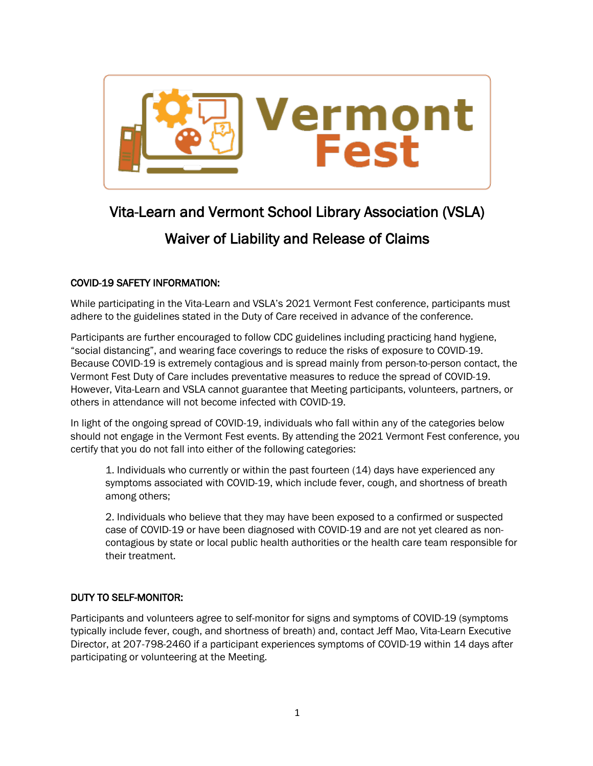Vermont Fest

# Vita-Learn and Vermont School Library Association (VSLA)

## Waiver of Liability and Release of Claims

**COVID-19 SAFETY INFORMATION:**

While participating in the Vita-Learn and VSLA's 2021 Vermont Fest conference, participants must adhere to the guidelines stated in the Duty of Care received in advance of the conference.

Participants are further encouraged to follow CDC guidelines including practicing hand hygiene, "social distancing", and wearing face coverings to reduce the risks of exposure to COVID-19. Because COVID-19 is extremely contagious and is spread mainly from person-to-person contact, the Vermont Fest Duty of Care includes preventative measures to reduce the spread of COVID-19. However, Vita-Learn and VSLA cannot guarantee that Meeting participants, volunteers, partners, or others in attendance will not become infected with COVID-19.

In light of the ongoing spread of COVID-19, individuals who fall within any of the categories below should not engage in the Vermont Fest events. By attending the 2021 Vermont Fest conference, you certify that you do not fall into either of the following categories:

> 1. Individuals who currently or within the past fourteen (14) days have experienced any symptoms associated with COVID-19, which include fever, cough, and shortness of breath among others;
>
> 2. Individuals who believe that they may have been exposed to a confirmed or suspected case of COVID-19 or have been diagnosed with COVID-19 and are not yet cleared as non-contagious by state or local public health authorities or the health care team responsible for their treatment.

**DUTY TO SELF-MONITOR:**

Participants and volunteers agree to self-monitor for signs and symptoms of COVID-19 (symptoms typically include fever, cough, and shortness of breath) and, contact Jeff Mao, Vita-Learn Executive Director, at 207-798-2460 if a participant experiences symptoms of COVID-19 within 14 days after participating or volunteering at the Meeting.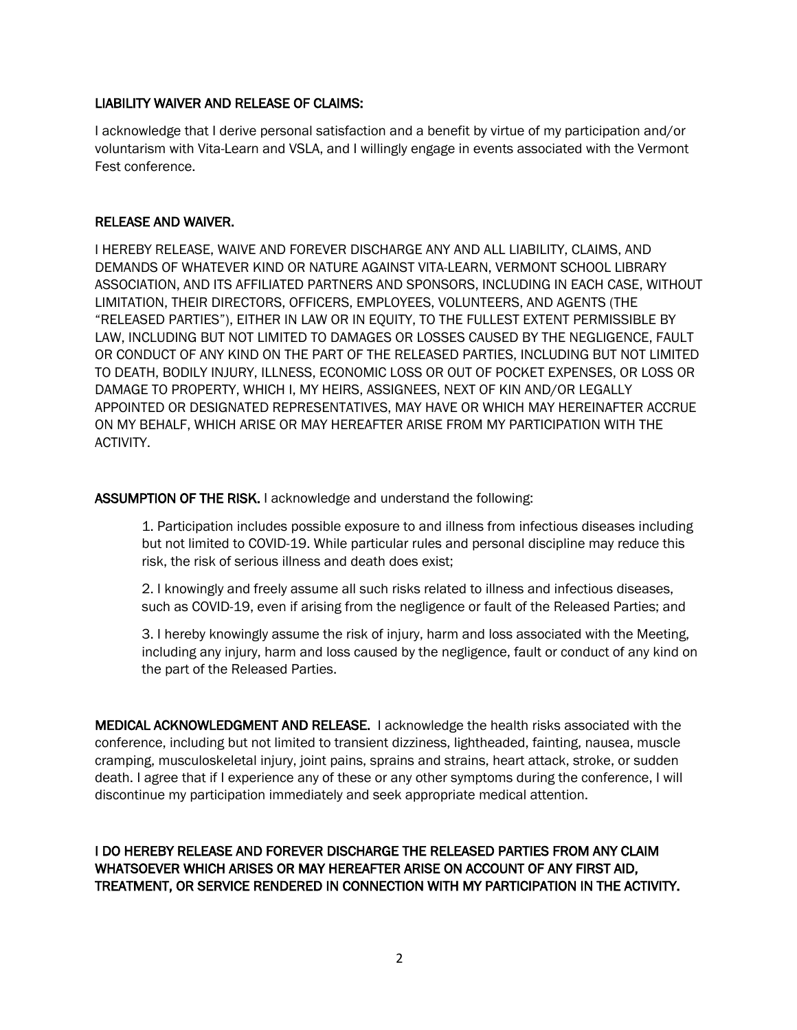**LIABILITY WAIVER AND RELEASE OF CLAIMS:**

I acknowledge that I derive personal satisfaction and a benefit by virtue of my participation and/or voluntarism with Vita-Learn and VSLA, and I willingly engage in events associated with the Vermont Fest conference.

**RELEASE AND WAIVER.**

I HEREBY RELEASE, WAIVE AND FOREVER DISCHARGE ANY AND ALL LIABILITY, CLAIMS, AND DEMANDS OF WHATEVER KIND OR NATURE AGAINST VITA-LEARN, VERMONT SCHOOL LIBRARY ASSOCIATION, AND ITS AFFILIATED PARTNERS AND SPONSORS, INCLUDING IN EACH CASE, WITHOUT LIMITATION, THEIR DIRECTORS, OFFICERS, EMPLOYEES, VOLUNTEERS, AND AGENTS (THE "RELEASED PARTIES"), EITHER IN LAW OR IN EQUITY, TO THE FULLEST EXTENT PERMISSIBLE BY LAW, INCLUDING BUT NOT LIMITED TO DAMAGES OR LOSSES CAUSED BY THE NEGLIGENCE, FAULT OR CONDUCT OF ANY KIND ON THE PART OF THE RELEASED PARTIES, INCLUDING BUT NOT LIMITED TO DEATH, BODILY INJURY, ILLNESS, ECONOMIC LOSS OR OUT OF POCKET EXPENSES, OR LOSS OR DAMAGE TO PROPERTY, WHICH I, MY HEIRS, ASSIGNEES, NEXT OF KIN AND/OR LEGALLY APPOINTED OR DESIGNATED REPRESENTATIVES, MAY HAVE OR WHICH MAY HEREINAFTER ACCRUE ON MY BEHALF, WHICH ARISE OR MAY HEREAFTER ARISE FROM MY PARTICIPATION WITH THE ACTIVITY.

**ASSUMPTION OF THE RISK.** I acknowledge and understand the following:

1. Participation includes possible exposure to and illness from infectious diseases including but not limited to COVID-19. While particular rules and personal discipline may reduce this risk, the risk of serious illness and death does exist;

2. I knowingly and freely assume all such risks related to illness and infectious diseases, such as COVID-19, even if arising from the negligence or fault of the Released Parties; and

3. I hereby knowingly assume the risk of injury, harm and loss associated with the Meeting, including any injury, harm and loss caused by the negligence, fault or conduct of any kind on the part of the Released Parties.

**MEDICAL ACKNOWLEDGMENT AND RELEASE.** I acknowledge the health risks associated with the conference, including but not limited to transient dizziness, lightheaded, fainting, nausea, muscle cramping, musculoskeletal injury, joint pains, sprains and strains, heart attack, stroke, or sudden death. I agree that if I experience any of these or any other symptoms during the conference, I will discontinue my participation immediately and seek appropriate medical attention.

**I DO HEREBY RELEASE AND FOREVER DISCHARGE THE RELEASED PARTIES FROM ANY CLAIM WHATSOEVER WHICH ARISES OR MAY HEREAFTER ARISE ON ACCOUNT OF ANY FIRST AID, TREATMENT, OR SERVICE RENDERED IN CONNECTION WITH MY PARTICIPATION IN THE ACTIVITY.**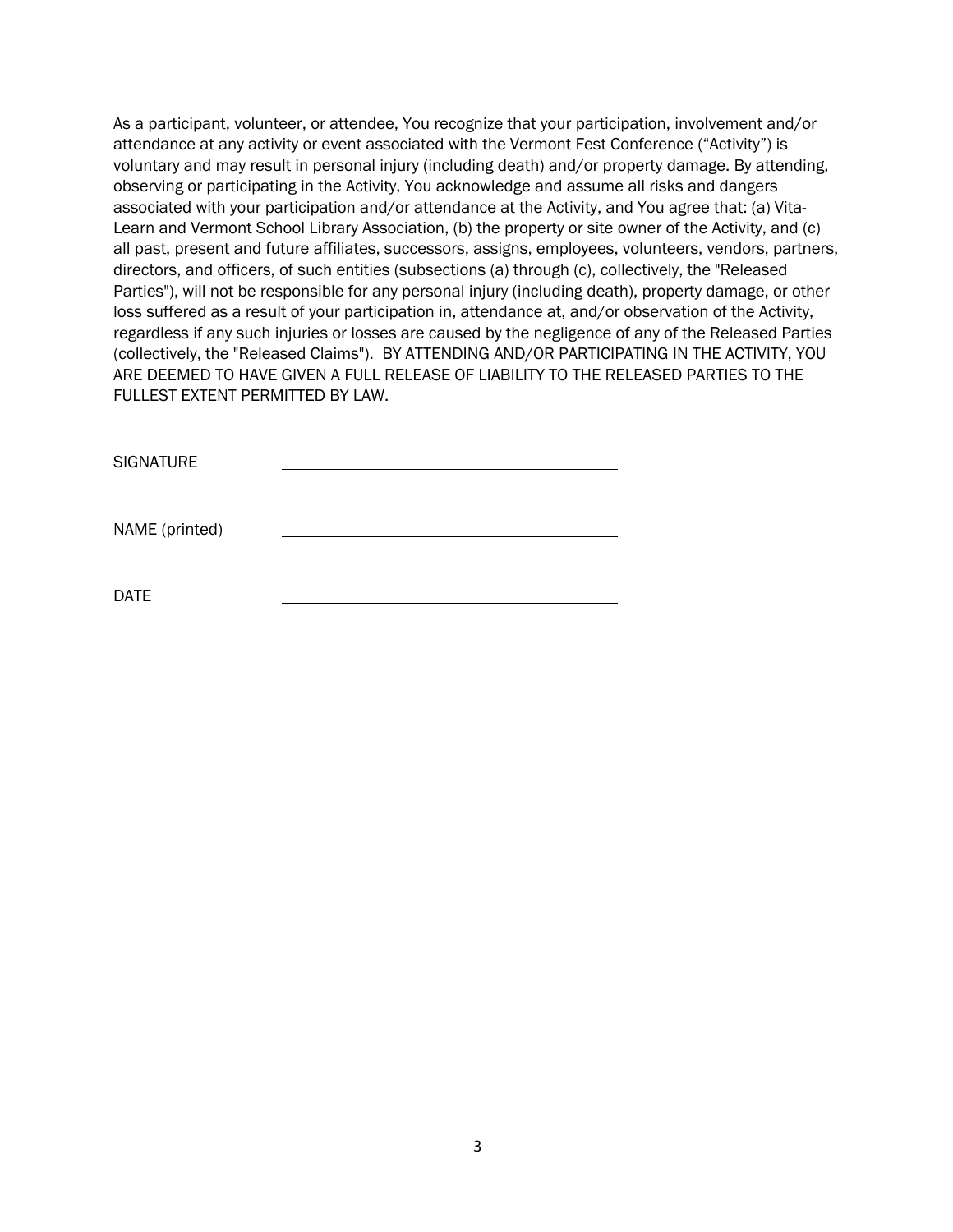As a participant, volunteer, or attendee, You recognize that your participation, involvement and/or attendance at any activity or event associated with the Vermont Fest Conference ("Activity") is voluntary and may result in personal injury (including death) and/or property damage. By attending, observing or participating in the Activity, You acknowledge and assume all risks and dangers associated with your participation and/or attendance at the Activity, and You agree that: (a) Vita-Learn and Vermont School Library Association, (b) the property or site owner of the Activity, and (c) all past, present and future affiliates, successors, assigns, employees, volunteers, vendors, partners, directors, and officers, of such entities (subsections (a) through (c), collectively, the "Released Parties"), will not be responsible for any personal injury (including death), property damage, or other loss suffered as a result of your participation in, attendance at, and/or observation of the Activity, regardless if any such injuries or losses are caused by the negligence of any of the Released Parties (collectively, the "Released Claims"). BY ATTENDING AND/OR PARTICIPATING IN THE ACTIVITY, YOU ARE DEEMED TO HAVE GIVEN A FULL RELEASE OF LIABILITY TO THE RELEASED PARTIES TO THE FULLEST EXTENT PERMITTED BY LAW.

SIGNATURE ______________________________

NAME (printed) ______________________________

DATE ______________________________